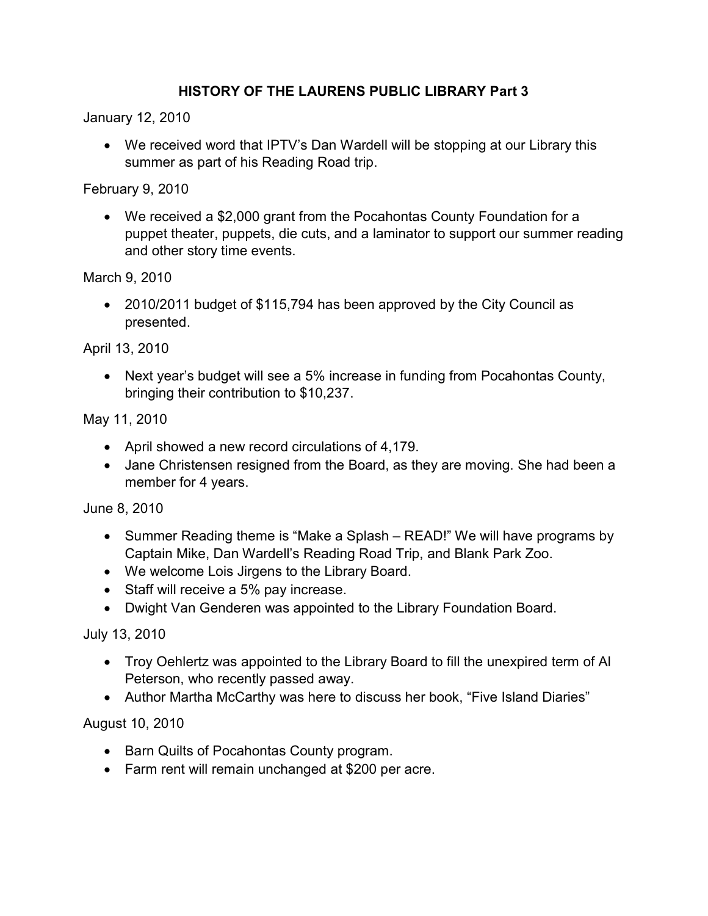# HISTORY OF THE LAURENS PUBLIC LIBRARY Part 3

January 12, 2010

- We received word that IPTV's Dan Wardell will be stopping at our Library this summer as part of his Reading Road trip.

February 9, 2010

- We received a $2,000 grant from the Pocahontas County Foundation for a puppet theater, puppets, die cuts, and a laminator to support our summer reading and other story time events.

March 9, 2010

- 2010/2011 budget of $115,794 has been approved by the City Council as presented.

April 13, 2010

- Next year's budget will see a 5% increase in funding from Pocahontas County, bringing their contribution to $10,237.

May 11, 2010

- April showed a new record circulations of 4,179.
- Jane Christensen resigned from the Board, as they are moving. She had been a member for 4 years.

June 8, 2010

- Summer Reading theme is "Make a Splash – READ!" We will have programs by Captain Mike, Dan Wardell's Reading Road Trip, and Blank Park Zoo.
- We welcome Lois Jirgens to the Library Board.
- Staff will receive a 5% pay increase.
- Dwight Van Genderen was appointed to the Library Foundation Board.

July 13, 2010

- Troy Oehlertz was appointed to the Library Board to fill the unexpired term of Al Peterson, who recently passed away.
- Author Martha McCarthy was here to discuss her book, "Five Island Diaries"

August 10, 2010

- Barn Quilts of Pocahontas County program.
- Farm rent will remain unchanged at $200 per acre.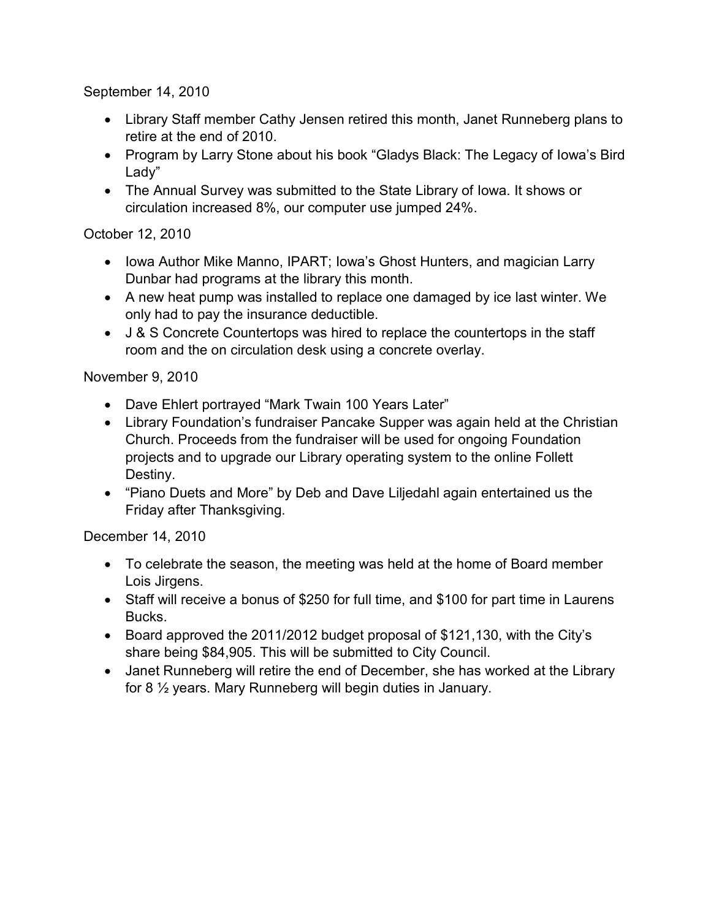September 14, 2010

- Library Staff member Cathy Jensen retired this month, Janet Runneberg plans to retire at the end of 2010.
- Program by Larry Stone about his book "Gladys Black: The Legacy of Iowa's Bird Lady"
- The Annual Survey was submitted to the State Library of Iowa. It shows or circulation increased 8%, our computer use jumped 24%.

October 12, 2010

- Iowa Author Mike Manno, IPART; Iowa's Ghost Hunters, and magician Larry Dunbar had programs at the library this month.
- A new heat pump was installed to replace one damaged by ice last winter. We only had to pay the insurance deductible.
- J & S Concrete Countertops was hired to replace the countertops in the staff room and the on circulation desk using a concrete overlay.

November 9, 2010

- Dave Ehlert portrayed "Mark Twain 100 Years Later"
- Library Foundation's fundraiser Pancake Supper was again held at the Christian Church. Proceeds from the fundraiser will be used for ongoing Foundation projects and to upgrade our Library operating system to the online Follett Destiny.
- "Piano Duets and More" by Deb and Dave Liljedahl again entertained us the Friday after Thanksgiving.

December 14, 2010

- To celebrate the season, the meeting was held at the home of Board member Lois Jirgens.
- Staff will receive a bonus of $250 for full time, and $100 for part time in Laurens Bucks.
- Board approved the 2011/2012 budget proposal of $121,130, with the City's share being $84,905. This will be submitted to City Council.
- Janet Runneberg will retire the end of December, she has worked at the Library for 8 ½ years. Mary Runneberg will begin duties in January.